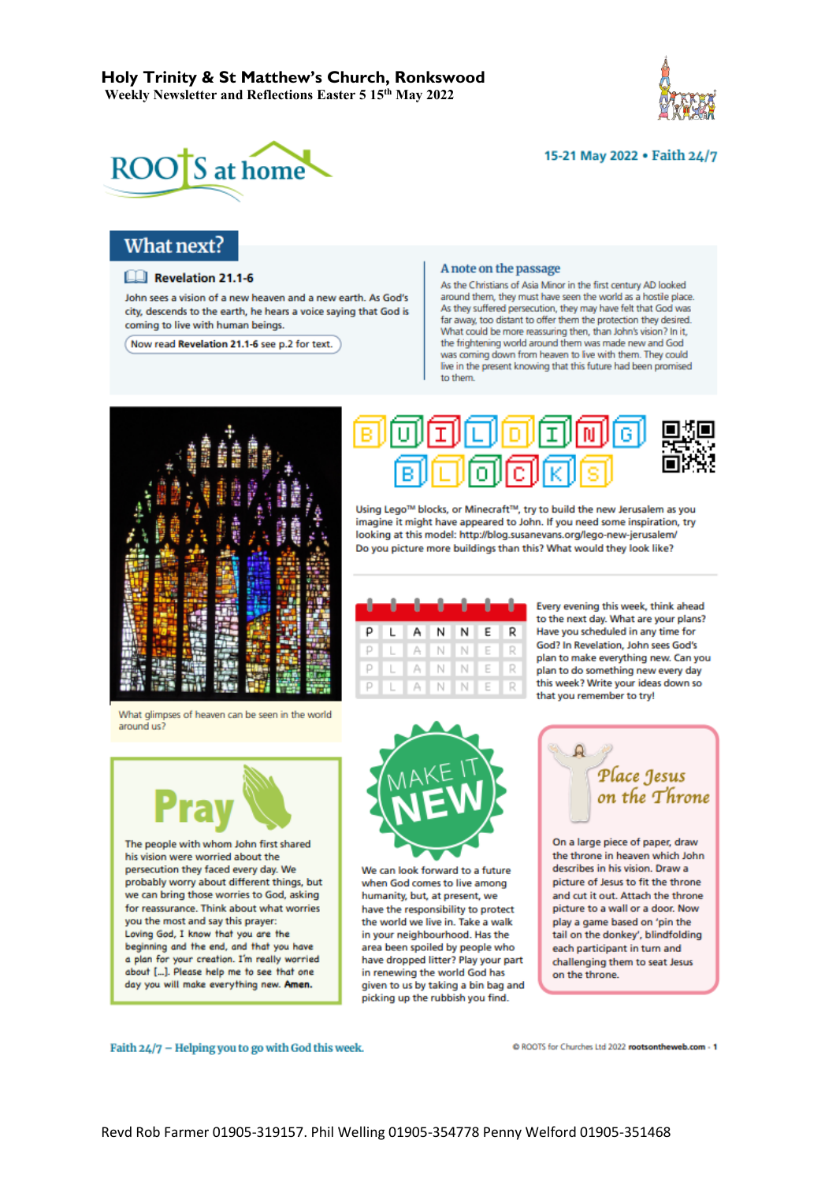# Holy Trinity & St Matthew's Church, Ronkswood

**Weekly Newsletter and Reflections Easter 5 15th May 2022**

ROOTS at home

15-21 May 2022 • Faith 24/7

## What next?

### Revelation 21.1-6

John sees a vision of a new heaven and a new earth. As God's city, descends to the earth, he hears a voice saying that God is coming to live with human beings.

Now read **Revelation 21.1-6** see p.2 for text.

### A note on the passage

As the Christians of Asia Minor in the first century AD looked around them, they must have seen the world as a hostile place. As they suffered persecution, they may have felt that God was far away, too distant to offer them the protection they desired. What could be more reassuring then, than John's vision? In it, the frightening world around them was made new and God was coming down from heaven to live with them. They could live in the present knowing that this future had been promised to them.

What glimpses of heaven can be seen in the world around us?

### BUILDING BLOCKS

Using Lego™ blocks, or Minecraft™, try to build the new Jerusalem as you imagine it might have appeared to John. If you need some inspiration, try looking at this model: http://blog.susanevans.org/lego-new-jerusalem/ Do you picture more buildings than this? What would they look like?

### PLANNER

Every evening this week, think ahead to the next day. What are your plans? Have you scheduled in any time for God? In Revelation, John sees God's plan to make everything new. Can you plan to do something new every day this week? Write your ideas down so that you remember to try!

### Pray

The people with whom John first shared his vision were worried about the persecution they faced every day. We probably worry about different things, but we can bring those worries to God, asking for reassurance. Think about what worries you the most and say this prayer:

*Loving God, I know that you are the beginning and the end, and that you have a plan for your creation. I'm really worried about [...]. Please help me to see that one day you will make everything new.* ***Amen.***

### MAKE IT NEW

We can look forward to a future when God comes to live among humanity, but, at present, we have the responsibility to protect the world we live in. Take a walk in your neighbourhood. Has the area been spoiled by people who have dropped litter? Play your part in renewing the world God has given to us by taking a bin bag and picking up the rubbish you find.

### Place Jesus on the Throne

On a large piece of paper, draw the throne in heaven which John describes in his vision. Draw a picture of Jesus to fit the throne and cut it out. Attach the throne picture to a wall or a door. Now play a game based on 'pin the tail on the donkey', blindfolding each participant in turn and challenging them to seat Jesus on the throne.

Faith 24/7 – Helping you to go with God this week.

© ROOTS for Churches Ltd 2022 **rootsontheweb.com**

Revd Rob Farmer 01905-319157. Phil Welling 01905-354778 Penny Welford 01905-351468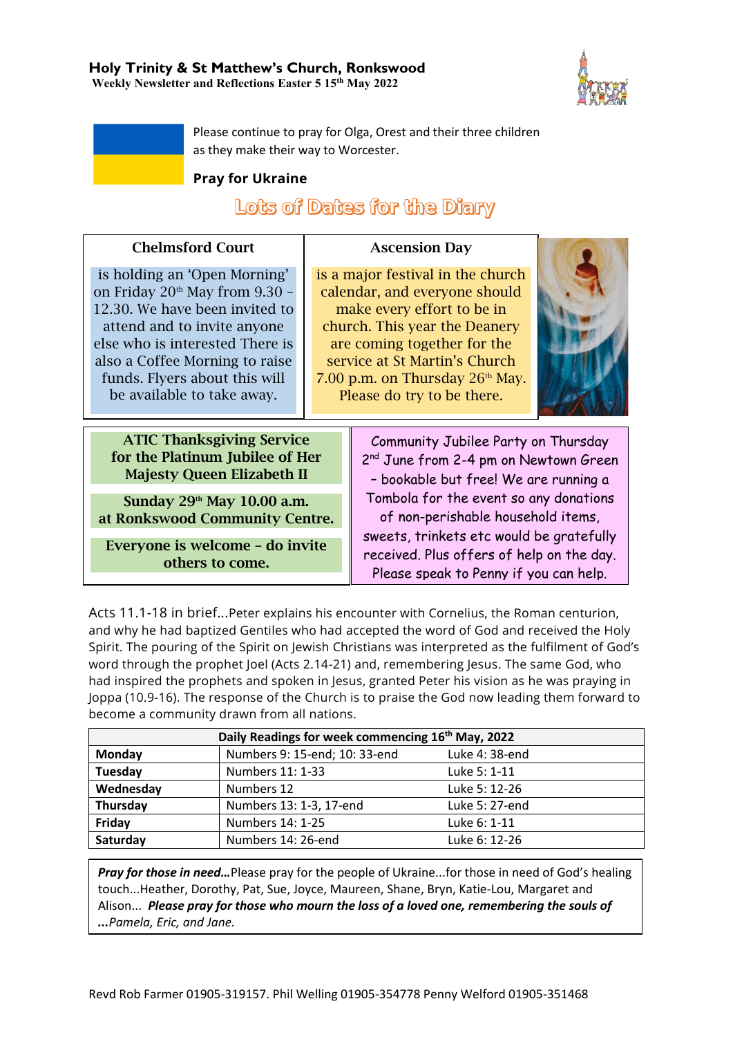# Holy Trinity & St Matthew's Church, Ronkswood

**Weekly Newsletter and Reflections Easter 5 15th May 2022**

Please continue to pray for Olga, Orest and their three children as they make their way to Worcester.

**Pray for Ukraine**

## Lots of Dates for the Diary

### Chelmsford Court

is holding an 'Open Morning' on Friday 20th May from 9.30 – 12.30. We have been invited to attend and to invite anyone else who is interested There is also a Coffee Morning to raise funds. Flyers about this will be available to take away.

### Ascension Day

is a major festival in the church calendar, and everyone should make every effort to be in church. This year the Deanery are coming together for the service at St Martin's Church 7.00 p.m. on Thursday 26th May. Please do try to be there.

### ATIC Thanksgiving Service for the Platinum Jubilee of Her Majesty Queen Elizabeth II

**Sunday 29th May 10.00 a.m. at Ronkswood Community Centre.**

**Everyone is welcome – do invite others to come.**

Community Jubilee Party on Thursday 2nd June from 2-4 pm on Newtown Green – bookable but free! We are running a Tombola for the event so any donations of non-perishable household items, sweets, trinkets etc would be gratefully received. Plus offers of help on the day. Please speak to Penny if you can help.

Acts 11.1-18 in brief...Peter explains his encounter with Cornelius, the Roman centurion, and why he had baptized Gentiles who had accepted the word of God and received the Holy Spirit. The pouring of the Spirit on Jewish Christians was interpreted as the fulfilment of God's word through the prophet Joel (Acts 2.14-21) and, remembering Jesus. The same God, who had inspired the prophets and spoken in Jesus, granted Peter his vision as he was praying in Joppa (10.9-16). The response of the Church is to praise the God now leading them forward to become a community drawn from all nations.

| Daily Readings for week commencing 16th May, 2022 | | |
|---|---|---|
| **Monday** | Numbers 9: 15-end; 10: 33-end | Luke 4: 38-end |
| **Tuesday** | Numbers 11: 1-33 | Luke 5: 1-11 |
| **Wednesday** | Numbers 12 | Luke 5: 12-26 |
| **Thursday** | Numbers 13: 1-3, 17-end | Luke 5: 27-end |
| **Friday** | Numbers 14: 1-25 | Luke 6: 1-11 |
| **Saturday** | Numbers 14: 26-end | Luke 6: 12-26 |

***Pray for those in need…*** Please pray for the people of Ukraine...for those in need of God's healing touch...Heather, Dorothy, Pat, Sue, Joyce, Maureen, Shane, Bryn, Katie-Lou, Margaret and Alison... ***Please pray for those who mourn the loss of a loved one, remembering the souls of ...****Pamela, Eric, and Jane.*

Revd Rob Farmer 01905-319157. Phil Welling 01905-354778 Penny Welford 01905-351468